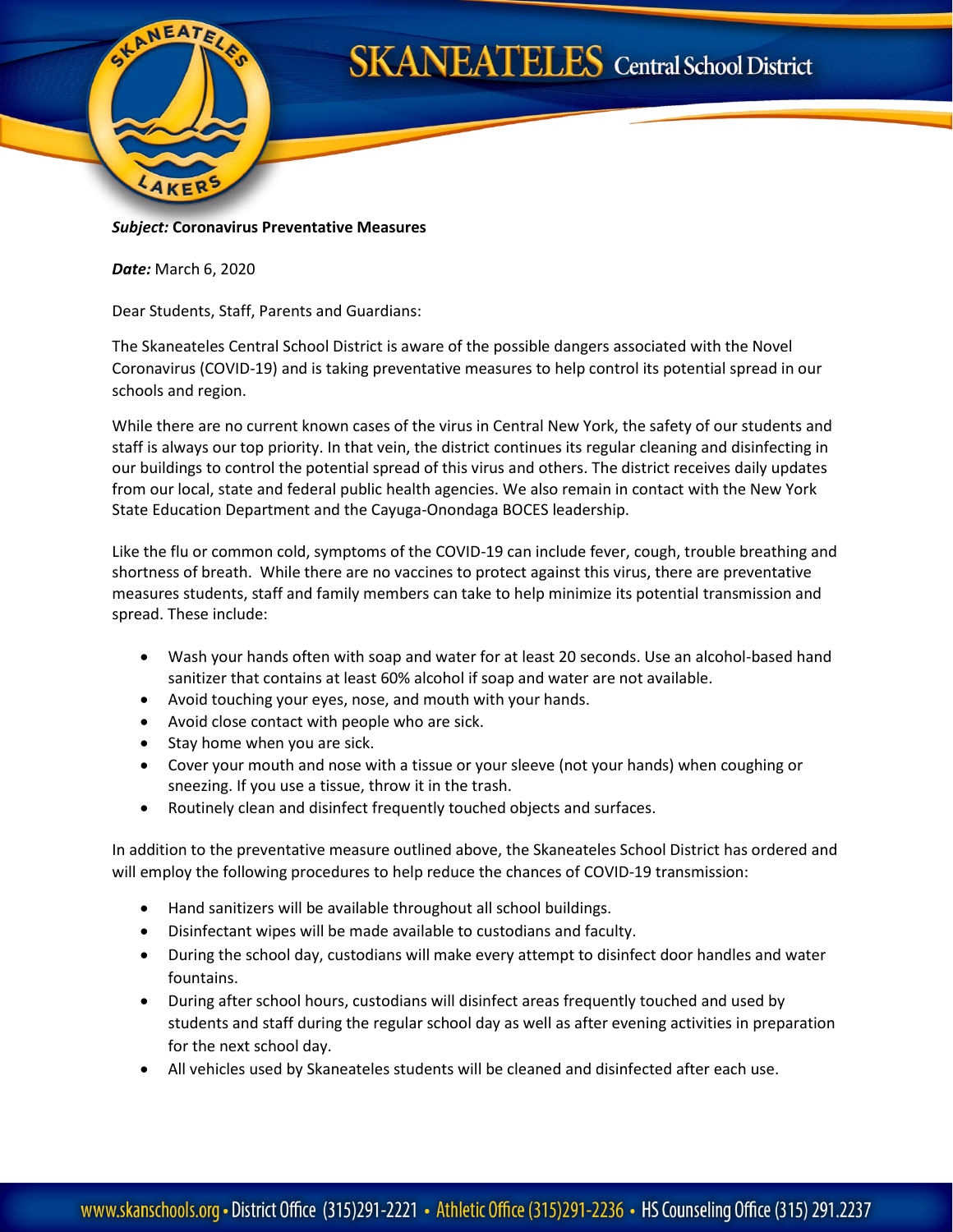# SKANEATELES Central School District

***Subject:*** **Coronavirus Preventative Measures**

***Date:*** March 6, 2020

Dear Students, Staff, Parents and Guardians:

The Skaneateles Central School District is aware of the possible dangers associated with the Novel Coronavirus (COVID-19) and is taking preventative measures to help control its potential spread in our schools and region.

While there are no current known cases of the virus in Central New York, the safety of our students and staff is always our top priority. In that vein, the district continues its regular cleaning and disinfecting in our buildings to control the potential spread of this virus and others. The district receives daily updates from our local, state and federal public health agencies. We also remain in contact with the New York State Education Department and the Cayuga-Onondaga BOCES leadership.

Like the flu or common cold, symptoms of the COVID-19 can include fever, cough, trouble breathing and shortness of breath. While there are no vaccines to protect against this virus, there are preventative measures students, staff and family members can take to help minimize its potential transmission and spread. These include:

- Wash your hands often with soap and water for at least 20 seconds. Use an alcohol-based hand sanitizer that contains at least 60% alcohol if soap and water are not available.
- Avoid touching your eyes, nose, and mouth with your hands.
- Avoid close contact with people who are sick.
- Stay home when you are sick.
- Cover your mouth and nose with a tissue or your sleeve (not your hands) when coughing or sneezing. If you use a tissue, throw it in the trash.
- Routinely clean and disinfect frequently touched objects and surfaces.

In addition to the preventative measure outlined above, the Skaneateles School District has ordered and will employ the following procedures to help reduce the chances of COVID-19 transmission:

- Hand sanitizers will be available throughout all school buildings.
- Disinfectant wipes will be made available to custodians and faculty.
- During the school day, custodians will make every attempt to disinfect door handles and water fountains.
- During after school hours, custodians will disinfect areas frequently touched and used by students and staff during the regular school day as well as after evening activities in preparation for the next school day.
- All vehicles used by Skaneateles students will be cleaned and disinfected after each use.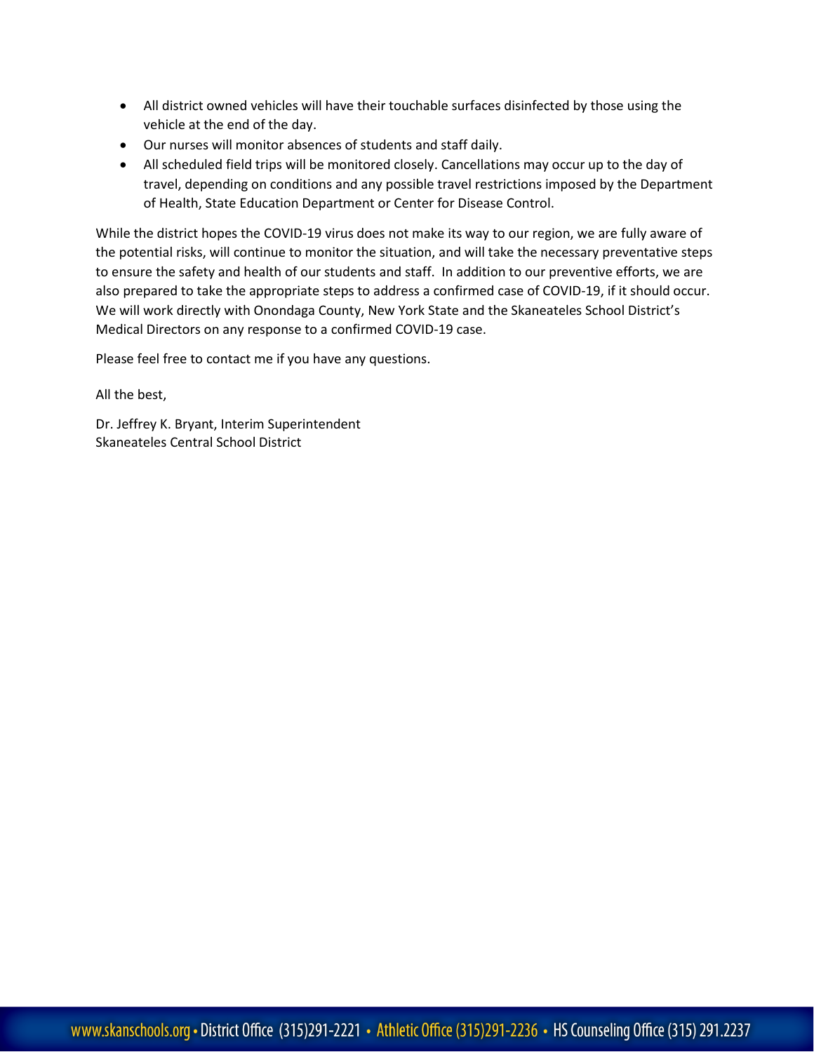- All district owned vehicles will have their touchable surfaces disinfected by those using the vehicle at the end of the day.
- Our nurses will monitor absences of students and staff daily.
- All scheduled field trips will be monitored closely. Cancellations may occur up to the day of travel, depending on conditions and any possible travel restrictions imposed by the Department of Health, State Education Department or Center for Disease Control.

While the district hopes the COVID-19 virus does not make its way to our region, we are fully aware of the potential risks, will continue to monitor the situation, and will take the necessary preventative steps to ensure the safety and health of our students and staff. In addition to our preventive efforts, we are also prepared to take the appropriate steps to address a confirmed case of COVID-19, if it should occur. We will work directly with Onondaga County, New York State and the Skaneateles School District's Medical Directors on any response to a confirmed COVID-19 case.

Please feel free to contact me if you have any questions.

All the best,

Dr. Jeffrey K. Bryant, Interim Superintendent
Skaneateles Central School District